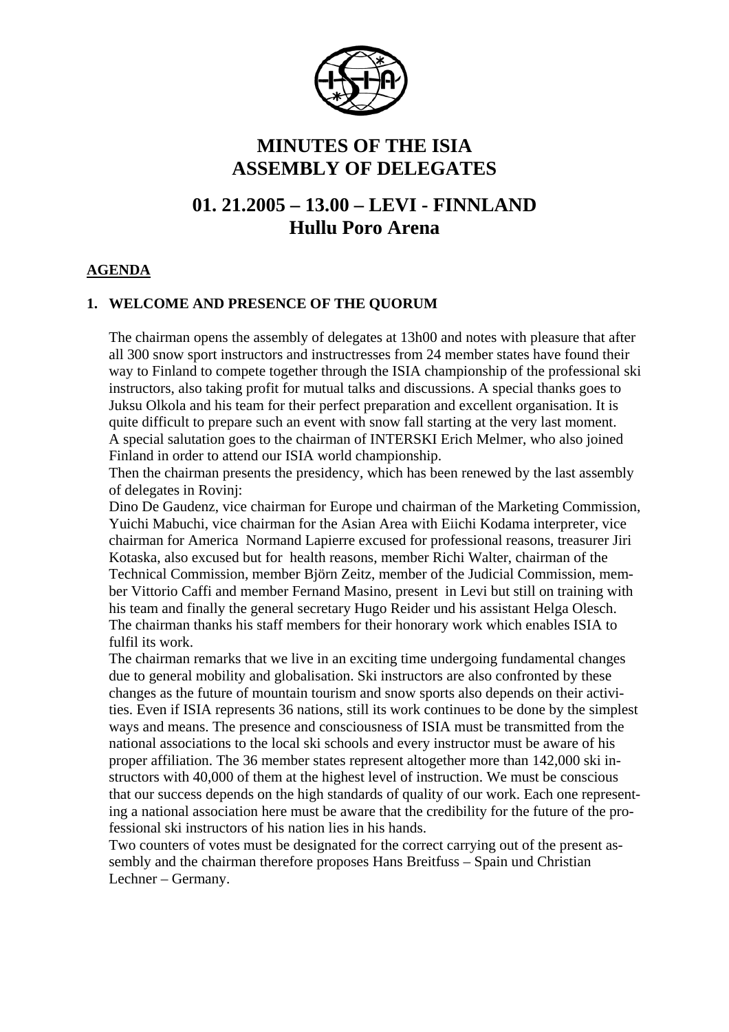# MINUTES OF THE ISIA ASSEMBLY OF DELEGATES

## 01. 21.2005 – 13.00 – LEVI - FINNLAND Hullu Poro Arena

**AGENDA**

### 1. WELCOME AND PRESENCE OF THE QUORUM

The chairman opens the assembly of delegates at 13h00 and notes with pleasure that after all 300 snow sport instructors and instructresses from 24 member states have found their way to Finland to compete together through the ISIA championship of the professional ski instructors, also taking profit for mutual talks and discussions. A special thanks goes to Juksu Olkola and his team for their perfect preparation and excellent organisation. It is quite difficult to prepare such an event with snow fall starting at the very last moment. A special salutation goes to the chairman of INTERSKI Erich Melmer, who also joined Finland in order to attend our ISIA world championship.

Then the chairman presents the presidency, which has been renewed by the last assembly of delegates in Rovinj:

Dino De Gaudenz, vice chairman for Europe und chairman of the Marketing Commission, Yuichi Mabuchi, vice chairman for the Asian Area with Eiichi Kodama interpreter, vice chairman for America Normand Lapierre excused for professional reasons, treasurer Jiri Kotaska, also excused but for health reasons, member Richi Walter, chairman of the Technical Commission, member Björn Zeitz, member of the Judicial Commission, member Vittorio Caffi and member Fernand Masino, present in Levi but still on training with his team and finally the general secretary Hugo Reider und his assistant Helga Olesch. The chairman thanks his staff members for their honorary work which enables ISIA to fulfil its work.

The chairman remarks that we live in an exciting time undergoing fundamental changes due to general mobility and globalisation. Ski instructors are also confronted by these changes as the future of mountain tourism and snow sports also depends on their activities. Even if ISIA represents 36 nations, still its work continues to be done by the simplest ways and means. The presence and consciousness of ISIA must be transmitted from the national associations to the local ski schools and every instructor must be aware of his proper affiliation. The 36 member states represent altogether more than 142,000 ski instructors with 40,000 of them at the highest level of instruction. We must be conscious that our success depends on the high standards of quality of our work. Each one representing a national association here must be aware that the credibility for the future of the professional ski instructors of his nation lies in his hands.

Two counters of votes must be designated for the correct carrying out of the present assembly and the chairman therefore proposes Hans Breitfuss – Spain und Christian Lechner – Germany.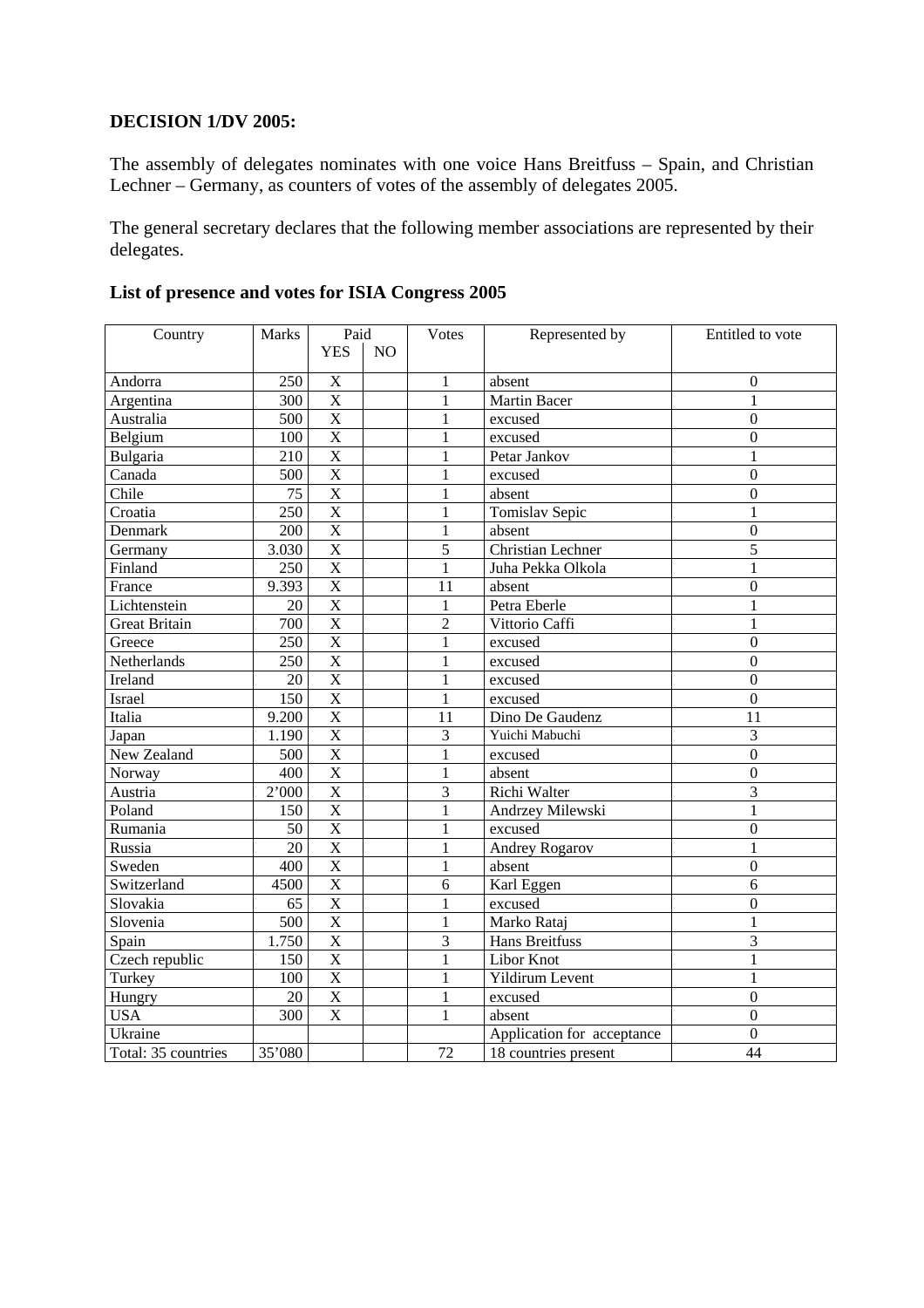**DECISION 1/DV 2005:**

The assembly of delegates nominates with one voice Hans Breitfuss – Spain, and Christian Lechner – Germany, as counters of votes of the assembly of delegates 2005.

The general secretary declares that the following member associations are represented by their delegates.

**List of presence and votes for ISIA Congress 2005**

| Country | Marks | Paid | | Votes | Represented by | Entitled to vote |
|---|---|---|---|---|---|---|
| | | YES | NO | | | |
| Andorra | 250 | X | | 1 | absent | 0 |
| Argentina | 300 | X | | 1 | Martin Bacer | 1 |
| Australia | 500 | X | | 1 | excused | 0 |
| Belgium | 100 | X | | 1 | excused | 0 |
| Bulgaria | 210 | X | | 1 | Petar Jankov | 1 |
| Canada | 500 | X | | 1 | excused | 0 |
| Chile | 75 | X | | 1 | absent | 0 |
| Croatia | 250 | X | | 1 | Tomislav Sepic | 1 |
| Denmark | 200 | X | | 1 | absent | 0 |
| Germany | 3.030 | X | | 5 | Christian Lechner | 5 |
| Finland | 250 | X | | 1 | Juha Pekka Olkola | 1 |
| France | 9.393 | X | | 11 | absent | 0 |
| Lichtenstein | 20 | X | | 1 | Petra Eberle | 1 |
| Great Britain | 700 | X | | 2 | Vittorio Caffi | 1 |
| Greece | 250 | X | | 1 | excused | 0 |
| Netherlands | 250 | X | | 1 | excused | 0 |
| Ireland | 20 | X | | 1 | excused | 0 |
| Israel | 150 | X | | 1 | excused | 0 |
| Italia | 9.200 | X | | 11 | Dino De Gaudenz | 11 |
| Japan | 1.190 | X | | 3 | Yuichi Mabuchi | 3 |
| New Zealand | 500 | X | | 1 | excused | 0 |
| Norway | 400 | X | | 1 | absent | 0 |
| Austria | 2'000 | X | | 3 | Richi Walter | 3 |
| Poland | 150 | X | | 1 | Andrzey Milewski | 1 |
| Rumania | 50 | X | | 1 | excused | 0 |
| Russia | 20 | X | | 1 | Andrey Rogarov | 1 |
| Sweden | 400 | X | | 1 | absent | 0 |
| Switzerland | 4500 | X | | 6 | Karl Eggen | 6 |
| Slovakia | 65 | X | | 1 | excused | 0 |
| Slovenia | 500 | X | | 1 | Marko Rataj | 1 |
| Spain | 1.750 | X | | 3 | Hans Breitfuss | 3 |
| Czech republic | 150 | X | | 1 | Libor Knot | 1 |
| Turkey | 100 | X | | 1 | Yildirum Levent | 1 |
| Hungry | 20 | X | | 1 | excused | 0 |
| USA | 300 | X | | 1 | absent | 0 |
| Ukraine | | | | | Application for acceptance | 0 |
| Total: 35 countries | 35'080 | | | 72 | 18 countries present | 44 |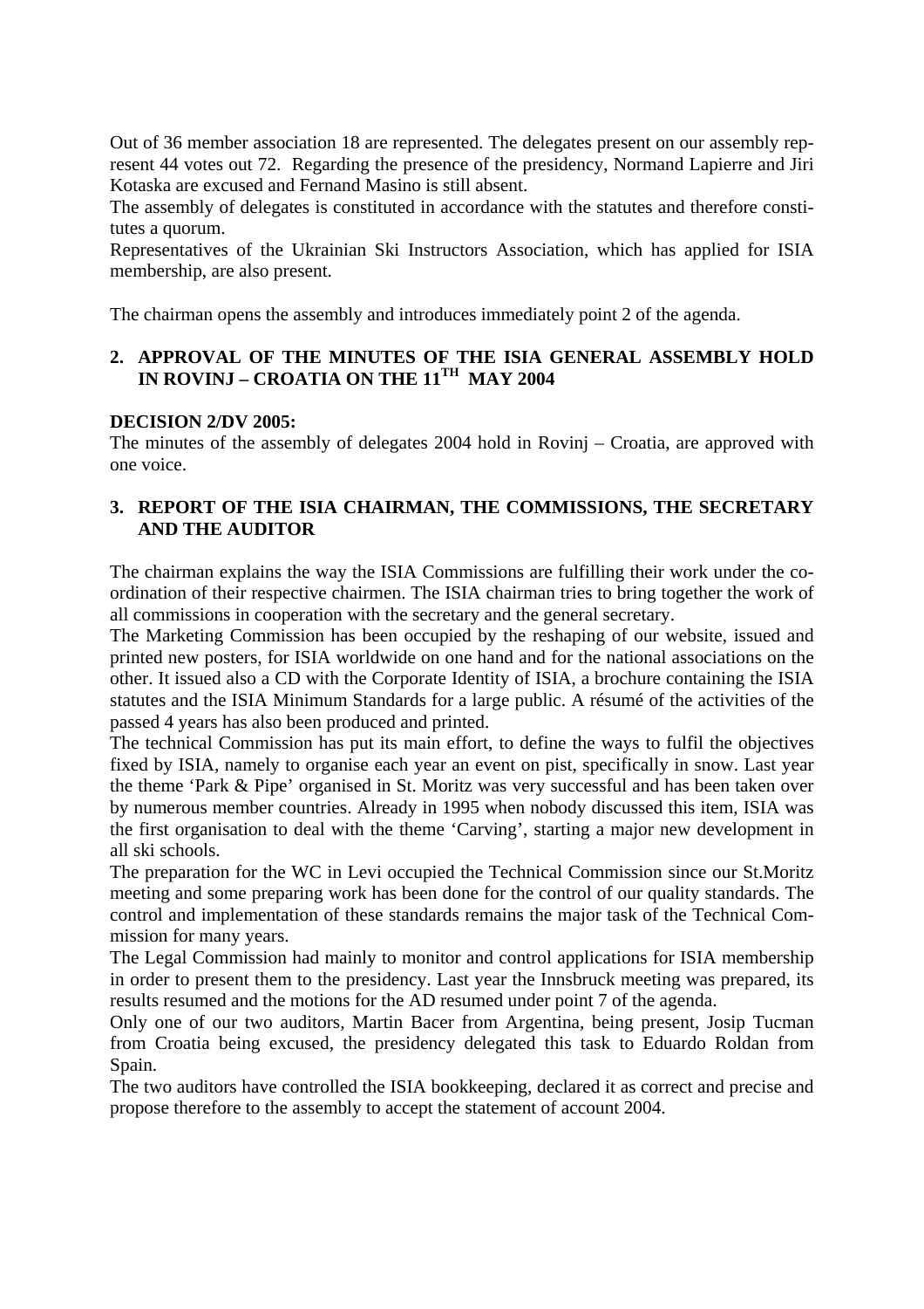Out of 36 member association 18 are represented. The delegates present on our assembly represent 44 votes out 72. Regarding the presence of the presidency, Normand Lapierre and Jiri Kotaska are excused and Fernand Masino is still absent.
The assembly of delegates is constituted in accordance with the statutes and therefore constitutes a quorum.
Representatives of the Ukrainian Ski Instructors Association, which has applied for ISIA membership, are also present.

The chairman opens the assembly and introduces immediately point 2 of the agenda.

## 2. APPROVAL OF THE MINUTES OF THE ISIA GENERAL ASSEMBLY HOLD IN ROVINJ – CROATIA ON THE 11TH MAY 2004

**DECISION 2/DV 2005:**
The minutes of the assembly of delegates 2004 hold in Rovinj – Croatia, are approved with one voice.

## 3. REPORT OF THE ISIA CHAIRMAN, THE COMMISSIONS, THE SECRETARY AND THE AUDITOR

The chairman explains the way the ISIA Commissions are fulfilling their work under the coordination of their respective chairmen. The ISIA chairman tries to bring together the work of all commissions in cooperation with the secretary and the general secretary.
The Marketing Commission has been occupied by the reshaping of our website, issued and printed new posters, for ISIA worldwide on one hand and for the national associations on the other. It issued also a CD with the Corporate Identity of ISIA, a brochure containing the ISIA statutes and the ISIA Minimum Standards for a large public. A résumé of the activities of the passed 4 years has also been produced and printed.
The technical Commission has put its main effort, to define the ways to fulfil the objectives fixed by ISIA, namely to organise each year an event on pist, specifically in snow. Last year the theme 'Park & Pipe' organised in St. Moritz was very successful and has been taken over by numerous member countries. Already in 1995 when nobody discussed this item, ISIA was the first organisation to deal with the theme 'Carving', starting a major new development in all ski schools.
The preparation for the WC in Levi occupied the Technical Commission since our St.Moritz meeting and some preparing work has been done for the control of our quality standards. The control and implementation of these standards remains the major task of the Technical Commission for many years.
The Legal Commission had mainly to monitor and control applications for ISIA membership in order to present them to the presidency. Last year the Innsbruck meeting was prepared, its results resumed and the motions for the AD resumed under point 7 of the agenda.
Only one of our two auditors, Martin Bacer from Argentina, being present, Josip Tucman from Croatia being excused, the presidency delegated this task to Eduardo Roldan from Spain.
The two auditors have controlled the ISIA bookkeeping, declared it as correct and precise and propose therefore to the assembly to accept the statement of account 2004.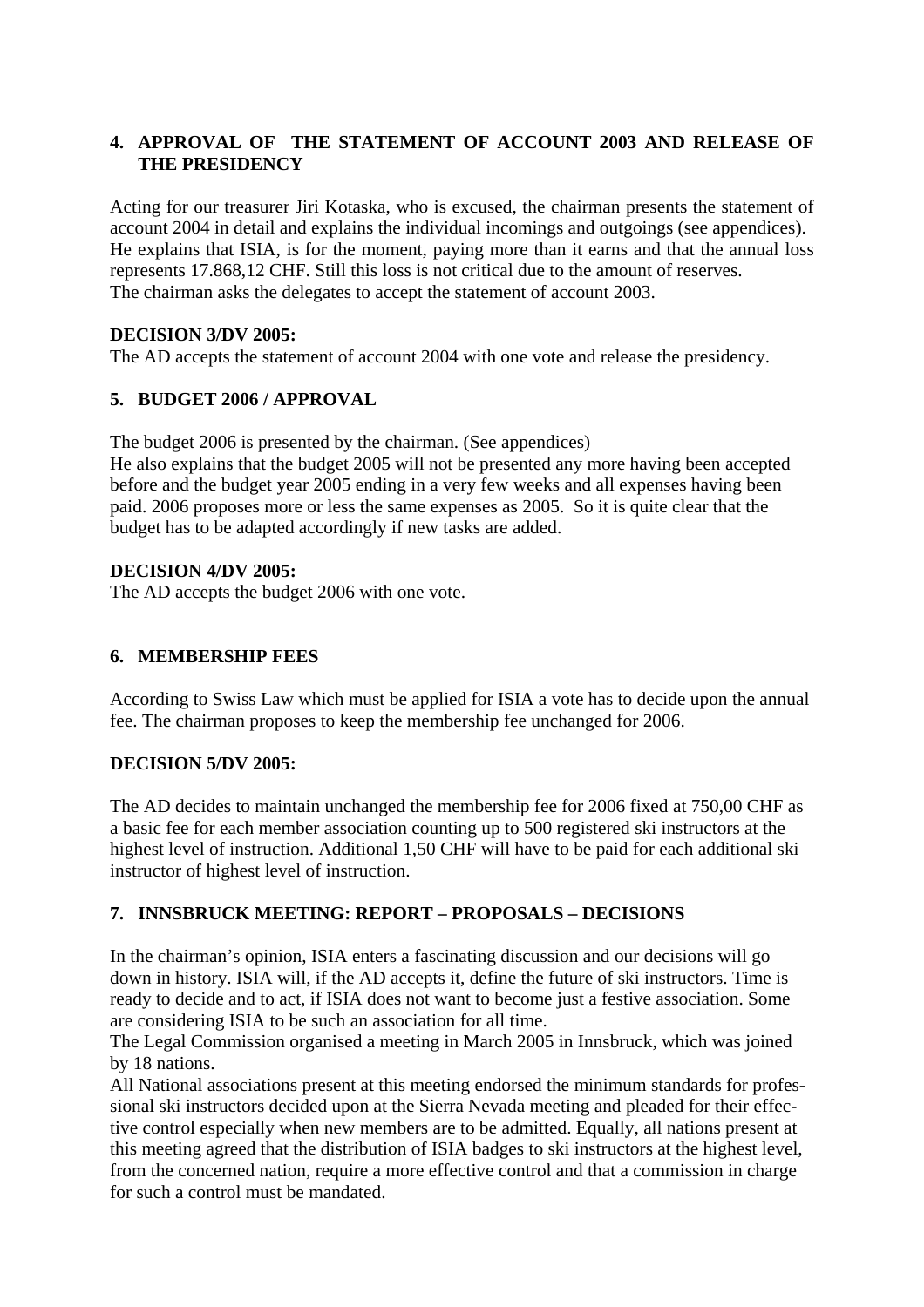## 4. APPROVAL OF THE STATEMENT OF ACCOUNT 2003 AND RELEASE OF THE PRESIDENCY

Acting for our treasurer Jiri Kotaska, who is excused, the chairman presents the statement of account 2004 in detail and explains the individual incomings and outgoings (see appendices). He explains that ISIA, is for the moment, paying more than it earns and that the annual loss represents 17.868,12 CHF. Still this loss is not critical due to the amount of reserves.
The chairman asks the delegates to accept the statement of account 2003.

**DECISION 3/DV 2005:**
The AD accepts the statement of account 2004 with one vote and release the presidency.

## 5. BUDGET 2006 / APPROVAL

The budget 2006 is presented by the chairman. (See appendices)
He also explains that the budget 2005 will not be presented any more having been accepted before and the budget year 2005 ending in a very few weeks and all expenses having been paid. 2006 proposes more or less the same expenses as 2005. So it is quite clear that the budget has to be adapted accordingly if new tasks are added.

**DECISION 4/DV 2005:**
The AD accepts the budget 2006 with one vote.

## 6. MEMBERSHIP FEES

According to Swiss Law which must be applied for ISIA a vote has to decide upon the annual fee. The chairman proposes to keep the membership fee unchanged for 2006.

**DECISION 5/DV 2005:**

The AD decides to maintain unchanged the membership fee for 2006 fixed at 750,00 CHF as a basic fee for each member association counting up to 500 registered ski instructors at the highest level of instruction. Additional 1,50 CHF will have to be paid for each additional ski instructor of highest level of instruction.

## 7. INNSBRUCK MEETING: REPORT – PROPOSALS – DECISIONS

In the chairman's opinion, ISIA enters a fascinating discussion and our decisions will go down in history. ISIA will, if the AD accepts it, define the future of ski instructors. Time is ready to decide and to act, if ISIA does not want to become just a festive association. Some are considering ISIA to be such an association for all time.
The Legal Commission organised a meeting in March 2005 in Innsbruck, which was joined by 18 nations.
All National associations present at this meeting endorsed the minimum standards for professional ski instructors decided upon at the Sierra Nevada meeting and pleaded for their effective control especially when new members are to be admitted. Equally, all nations present at this meeting agreed that the distribution of ISIA badges to ski instructors at the highest level, from the concerned nation, require a more effective control and that a commission in charge for such a control must be mandated.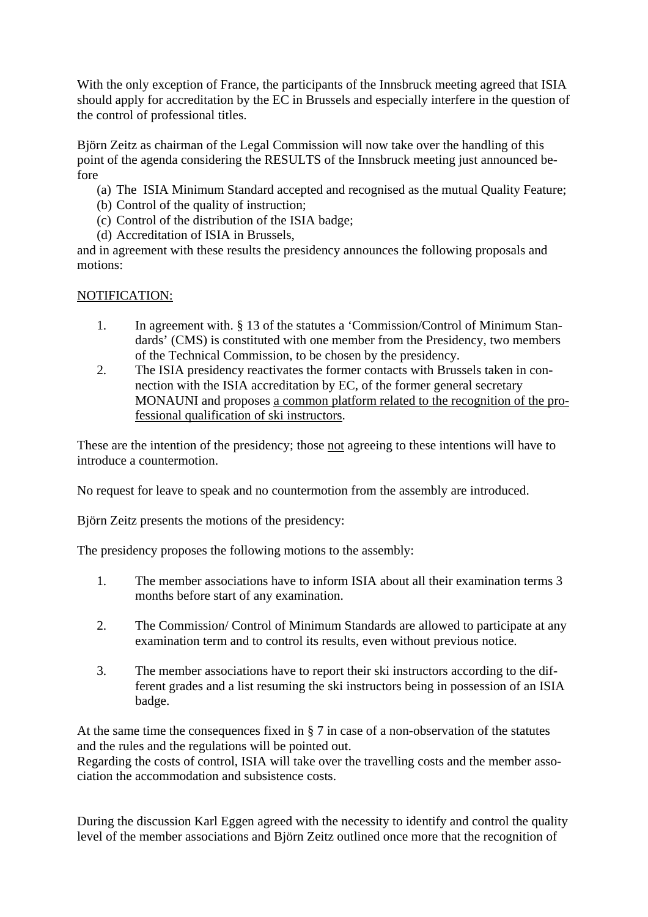With the only exception of France, the participants of the Innsbruck meeting agreed that ISIA should apply for accreditation by the EC in Brussels and especially interfere in the question of the control of professional titles.

Björn Zeitz as chairman of the Legal Commission will now take over the handling of this point of the agenda considering the RESULTS of the Innsbruck meeting just announced before

(a) The ISIA Minimum Standard accepted and recognised as the mutual Quality Feature;
(b) Control of the quality of instruction;
(c) Control of the distribution of the ISIA badge;
(d) Accreditation of ISIA in Brussels,

and in agreement with these results the presidency announces the following proposals and motions:

<u>NOTIFICATION:</u>

1. In agreement with. § 13 of the statutes a 'Commission/Control of Minimum Standards' (CMS) is constituted with one member from the Presidency, two members of the Technical Commission, to be chosen by the presidency.
2. The ISIA presidency reactivates the former contacts with Brussels taken in connection with the ISIA accreditation by EC, of the former general secretary MONAUNI and proposes <u>a common platform related to the recognition of the professional qualification of ski instructors</u>.

These are the intention of the presidency; those <u>not</u> agreeing to these intentions will have to introduce a countermotion.

No request for leave to speak and no countermotion from the assembly are introduced.

Björn Zeitz presents the motions of the presidency:

The presidency proposes the following motions to the assembly:

1. The member associations have to inform ISIA about all their examination terms 3 months before start of any examination.

2. The Commission/ Control of Minimum Standards are allowed to participate at any examination term and to control its results, even without previous notice.

3. The member associations have to report their ski instructors according to the different grades and a list resuming the ski instructors being in possession of an ISIA badge.

At the same time the consequences fixed in § 7 in case of a non-observation of the statutes and the rules and the regulations will be pointed out.
Regarding the costs of control, ISIA will take over the travelling costs and the member association the accommodation and subsistence costs.

During the discussion Karl Eggen agreed with the necessity to identify and control the quality level of the member associations and Björn Zeitz outlined once more that the recognition of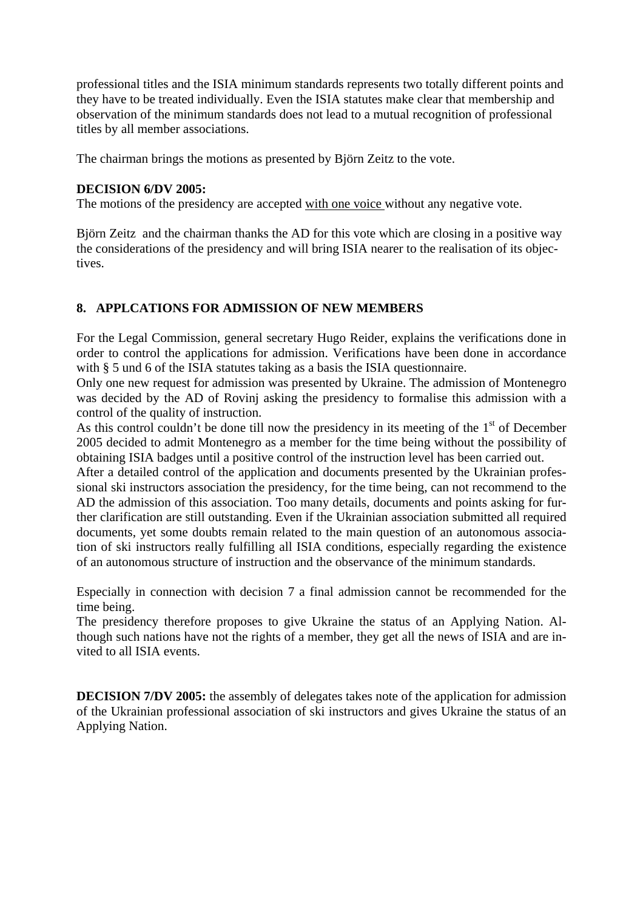professional titles and the ISIA minimum standards represents two totally different points and they have to be treated individually. Even the ISIA statutes make clear that membership and observation of the minimum standards does not lead to a mutual recognition of professional titles by all member associations.

The chairman brings the motions as presented by Björn Zeitz to the vote.

**DECISION 6/DV 2005:**
The motions of the presidency are accepted with one voice without any negative vote.

Björn Zeitz and the chairman thanks the AD for this vote which are closing in a positive way the considerations of the presidency and will bring ISIA nearer to the realisation of its objectives.

## 8. APPLCATIONS FOR ADMISSION OF NEW MEMBERS

For the Legal Commission, general secretary Hugo Reider, explains the verifications done in order to control the applications for admission. Verifications have been done in accordance with § 5 und 6 of the ISIA statutes taking as a basis the ISIA questionnaire.
Only one new request for admission was presented by Ukraine. The admission of Montenegro was decided by the AD of Rovinj asking the presidency to formalise this admission with a control of the quality of instruction.
As this control couldn't be done till now the presidency in its meeting of the 1st of December 2005 decided to admit Montenegro as a member for the time being without the possibility of obtaining ISIA badges until a positive control of the instruction level has been carried out.
After a detailed control of the application and documents presented by the Ukrainian professional ski instructors association the presidency, for the time being, can not recommend to the AD the admission of this association. Too many details, documents and points asking for further clarification are still outstanding. Even if the Ukrainian association submitted all required documents, yet some doubts remain related to the main question of an autonomous association of ski instructors really fulfilling all ISIA conditions, especially regarding the existence of an autonomous structure of instruction and the observance of the minimum standards.

Especially in connection with decision 7 a final admission cannot be recommended for the time being.
The presidency therefore proposes to give Ukraine the status of an Applying Nation. Although such nations have not the rights of a member, they get all the news of ISIA and are invited to all ISIA events.

**DECISION 7/DV 2005:** the assembly of delegates takes note of the application for admission of the Ukrainian professional association of ski instructors and gives Ukraine the status of an Applying Nation.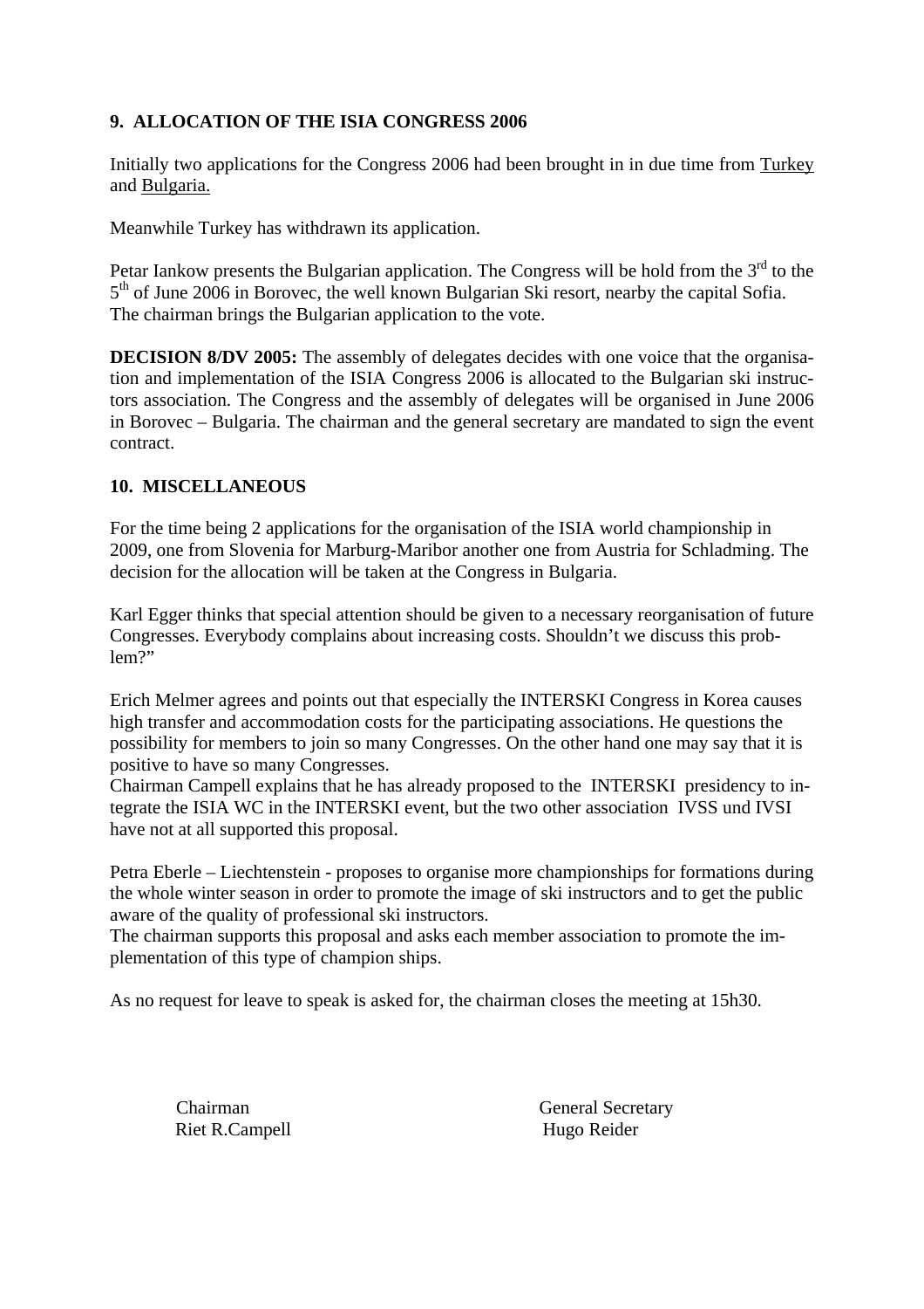## 9. ALLOCATION OF THE ISIA CONGRESS 2006

Initially two applications for the Congress 2006 had been brought in in due time from Turkey and Bulgaria.

Meanwhile Turkey has withdrawn its application.

Petar Iankow presents the Bulgarian application. The Congress will be hold from the 3rd to the 5th of June 2006 in Borovec, the well known Bulgarian Ski resort, nearby the capital Sofia. The chairman brings the Bulgarian application to the vote.

**DECISION 8/DV 2005:** The assembly of delegates decides with one voice that the organisation and implementation of the ISIA Congress 2006 is allocated to the Bulgarian ski instructors association. The Congress and the assembly of delegates will be organised in June 2006 in Borovec – Bulgaria. The chairman and the general secretary are mandated to sign the event contract.

## 10. MISCELLANEOUS

For the time being 2 applications for the organisation of the ISIA world championship in 2009, one from Slovenia for Marburg-Maribor another one from Austria for Schladming. The decision for the allocation will be taken at the Congress in Bulgaria.

Karl Egger thinks that special attention should be given to a necessary reorganisation of future Congresses. Everybody complains about increasing costs. Shouldn't we discuss this problem?"

Erich Melmer agrees and points out that especially the INTERSKI Congress in Korea causes high transfer and accommodation costs for the participating associations. He questions the possibility for members to join so many Congresses. On the other hand one may say that it is positive to have so many Congresses.
Chairman Campell explains that he has already proposed to the INTERSKI presidency to integrate the ISIA WC in the INTERSKI event, but the two other association IVSS und IVSI have not at all supported this proposal.

Petra Eberle – Liechtenstein - proposes to organise more championships for formations during the whole winter season in order to promote the image of ski instructors and to get the public aware of the quality of professional ski instructors.
The chairman supports this proposal and asks each member association to promote the implementation of this type of champion ships.

As no request for leave to speak is asked for, the chairman closes the meeting at 15h30.

Chairman
Riet R.Campell

General Secretary
Hugo Reider